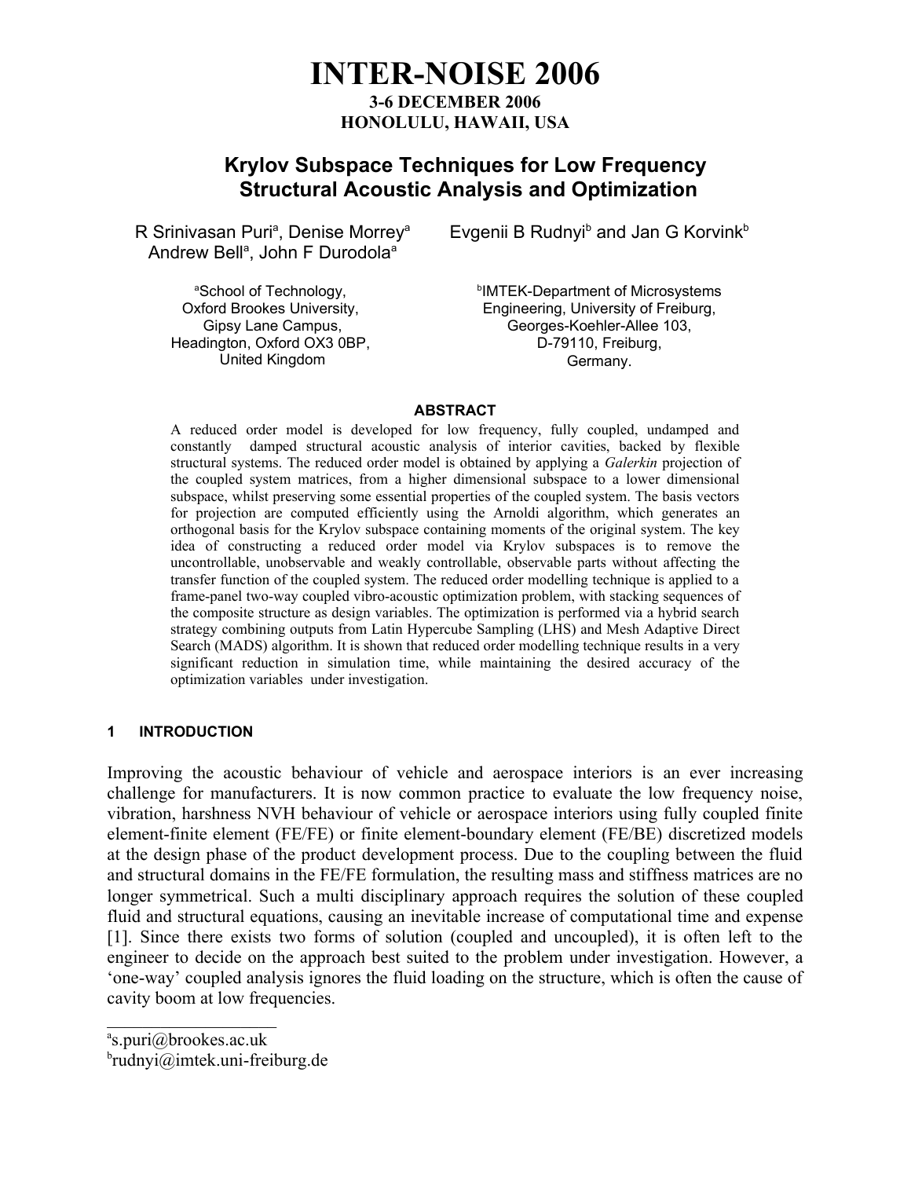# INTER-NOISE 2006

**3-6 DECEMBER 2006**
**HONOLULU, HAWAII, USA**

## Krylov Subspace Techniques for Low Frequency Structural Acoustic Analysis and Optimization

R Srinivasan Puri[a], Denise Morrey[a], Andrew Bell[a], John F Durodola[a]

Evgenii B Rudnyi[b] and Jan G Korvink[b]

[a]School of Technology,
Oxford Brookes University,
Gipsy Lane Campus,
Headington, Oxford OX3 0BP,
United Kingdom

[b]IMTEK-Department of Microsystems Engineering, University of Freiburg,
Georges-Koehler-Allee 103,
D-79110, Freiburg,
Germany.

### ABSTRACT

A reduced order model is developed for low frequency, fully coupled, undamped and constantly damped structural acoustic analysis of interior cavities, backed by flexible structural systems. The reduced order model is obtained by applying a *Galerkin* projection of the coupled system matrices, from a higher dimensional subspace to a lower dimensional subspace, whilst preserving some essential properties of the coupled system. The basis vectors for projection are computed efficiently using the Arnoldi algorithm, which generates an orthogonal basis for the Krylov subspace containing moments of the original system. The key idea of constructing a reduced order model via Krylov subspaces is to remove the uncontrollable, unobservable and weakly controllable, observable parts without affecting the transfer function of the coupled system. The reduced order modelling technique is applied to a frame-panel two-way coupled vibro-acoustic optimization problem, with stacking sequences of the composite structure as design variables. The optimization is performed via a hybrid search strategy combining outputs from Latin Hypercube Sampling (LHS) and Mesh Adaptive Direct Search (MADS) algorithm. It is shown that reduced order modelling technique results in a very significant reduction in simulation time, while maintaining the desired accuracy of the optimization variables under investigation.

### 1 INTRODUCTION

Improving the acoustic behaviour of vehicle and aerospace interiors is an ever increasing challenge for manufacturers. It is now common practice to evaluate the low frequency noise, vibration, harshness NVH behaviour of vehicle or aerospace interiors using fully coupled finite element-finite element (FE/FE) or finite element-boundary element (FE/BE) discretized models at the design phase of the product development process. Due to the coupling between the fluid and structural domains in the FE/FE formulation, the resulting mass and stiffness matrices are no longer symmetrical. Such a multi disciplinary approach requires the solution of these coupled fluid and structural equations, causing an inevitable increase of computational time and expense [1]. Since there exists two forms of solution (coupled and uncoupled), it is often left to the engineer to decide on the approach best suited to the problem under investigation. However, a 'one-way' coupled analysis ignores the fluid loading on the structure, which is often the cause of cavity boom at low frequencies.

---

[a]s.puri@brookes.ac.uk
[b]rudnyi@imtek.uni-freiburg.de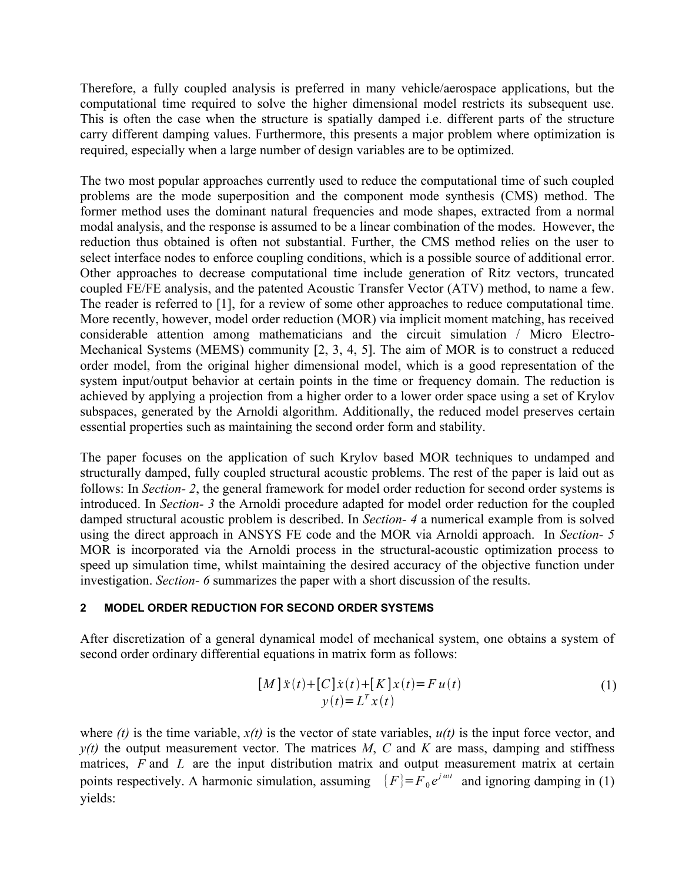Therefore, a fully coupled analysis is preferred in many vehicle/aerospace applications, but the computational time required to solve the higher dimensional model restricts its subsequent use. This is often the case when the structure is spatially damped i.e. different parts of the structure carry different damping values. Furthermore, this presents a major problem where optimization is required, especially when a large number of design variables are to be optimized.

The two most popular approaches currently used to reduce the computational time of such coupled problems are the mode superposition and the component mode synthesis (CMS) method. The former method uses the dominant natural frequencies and mode shapes, extracted from a normal modal analysis, and the response is assumed to be a linear combination of the modes. However, the reduction thus obtained is often not substantial. Further, the CMS method relies on the user to select interface nodes to enforce coupling conditions, which is a possible source of additional error. Other approaches to decrease computational time include generation of Ritz vectors, truncated coupled FE/FE analysis, and the patented Acoustic Transfer Vector (ATV) method, to name a few. The reader is referred to [1], for a review of some other approaches to reduce computational time. More recently, however, model order reduction (MOR) via implicit moment matching, has received considerable attention among mathematicians and the circuit simulation / Micro Electro-Mechanical Systems (MEMS) community [2, 3, 4, 5]. The aim of MOR is to construct a reduced order model, from the original higher dimensional model, which is a good representation of the system input/output behavior at certain points in the time or frequency domain. The reduction is achieved by applying a projection from a higher order to a lower order space using a set of Krylov subspaces, generated by the Arnoldi algorithm. Additionally, the reduced model preserves certain essential properties such as maintaining the second order form and stability.

The paper focuses on the application of such Krylov based MOR techniques to undamped and structurally damped, fully coupled structural acoustic problems. The rest of the paper is laid out as follows: In *Section- 2*, the general framework for model order reduction for second order systems is introduced. In *Section- 3* the Arnoldi procedure adapted for model order reduction for the coupled damped structural acoustic problem is described. In *Section- 4* a numerical example from is solved using the direct approach in ANSYS FE code and the MOR via Arnoldi approach. In *Section- 5* MOR is incorporated via the Arnoldi process in the structural-acoustic optimization process to speed up simulation time, whilst maintaining the desired accuracy of the objective function under investigation. *Section- 6* summarizes the paper with a short discussion of the results.

## 2 MODEL ORDER REDUCTION FOR SECOND ORDER SYSTEMS

After discretization of a general dynamical model of mechanical system, one obtains a system of second order ordinary differential equations in matrix form as follows:

$$
\begin{gathered}
[M]\ddot{x}(t)+[C]\dot{x}(t)+[K]x(t)=F\,u(t) \\
y(t)=L^T x(t)
\end{gathered}
\tag{1}
$$

where *(t)* is the time variable, *x(t)* is the vector of state variables, *u(t)* is the input force vector, and *y(t)* the output measurement vector. The matrices *M*, *C* and *K* are mass, damping and stiffness matrices, $F$ and $L$ are the input distribution matrix and output measurement matrix at certain points respectively. A harmonic simulation, assuming $\{F\}=F_0 e^{j\omega t}$ and ignoring damping in (1) yields: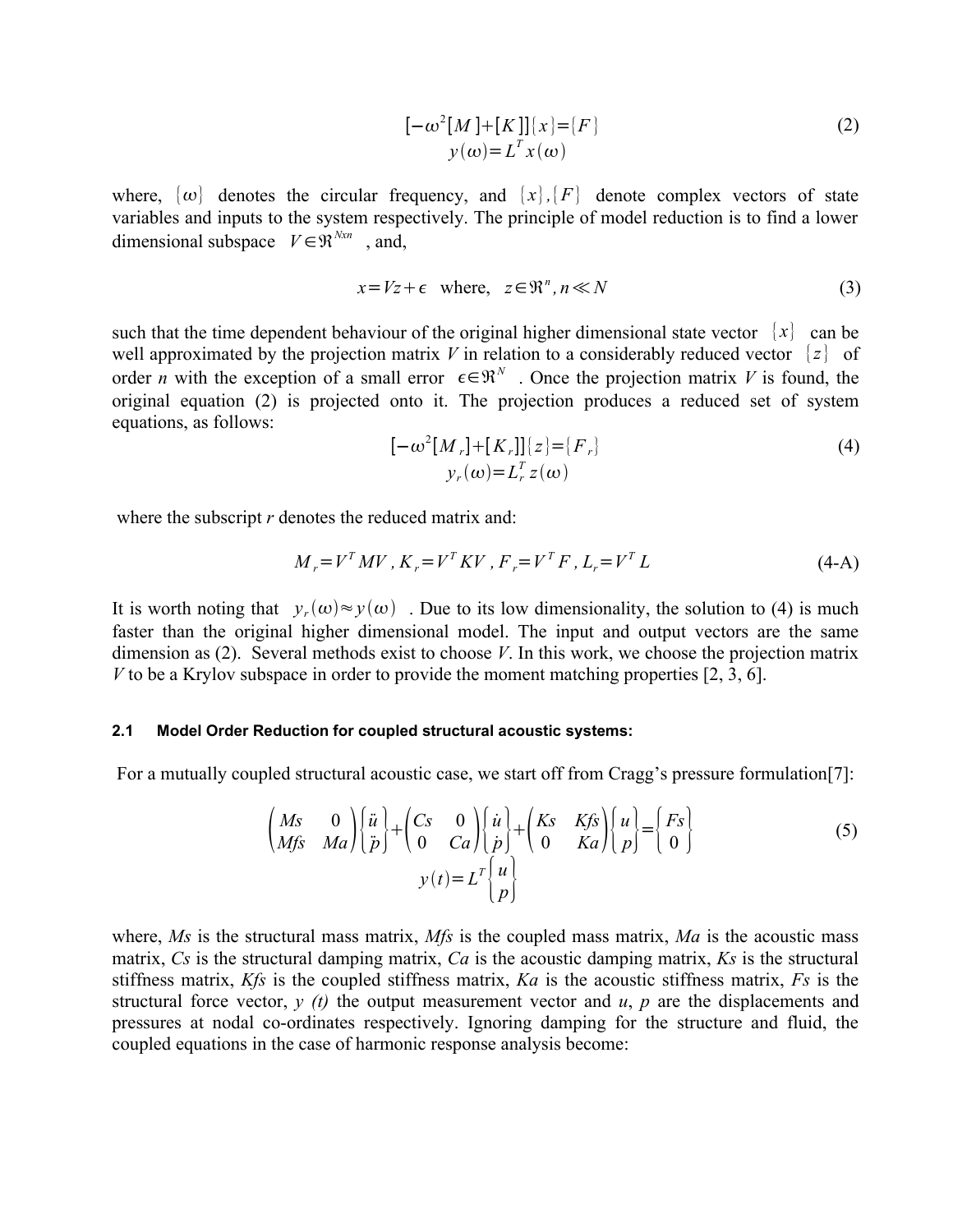$$[-\omega^2[M]+[K]]\{x\}=\{F\}$$
$$y(\omega)=L^T x(\omega) \tag{2}$$

where, $\{\omega\}$ denotes the circular frequency, and $\{x\},\{F\}$ denote complex vectors of state variables and inputs to the system respectively. The principle of model reduction is to find a lower dimensional subspace $V \in \Re^{Nxn}$ , and,

$$x = Vz + \epsilon \quad \text{where,} \quad z \in \Re^n, n \ll N \tag{3}$$

such that the time dependent behaviour of the original higher dimensional state vector $\{x\}$ can be well approximated by the projection matrix *V* in relation to a considerably reduced vector $\{z\}$ of order *n* with the exception of a small error $\epsilon \in \Re^N$ . Once the projection matrix *V* is found, the original equation (2) is projected onto it. The projection produces a reduced set of system equations, as follows:

$$[-\omega^2[M_r]+[K_r]]\{z\}=\{F_r\}$$
$$y_r(\omega)=L_r^T z(\omega) \tag{4}$$

where the subscript *r* denotes the reduced matrix and:

$$M_r = V^T MV \,,\, K_r = V^T KV \,,\, F_r = V^T F \,,\, L_r = V^T L \tag{4-A}$$

It is worth noting that $y_r(\omega) \approx y(\omega)$ . Due to its low dimensionality, the solution to (4) is much faster than the original higher dimensional model. The input and output vectors are the same dimension as (2). Several methods exist to choose *V*. In this work, we choose the projection matrix *V* to be a Krylov subspace in order to provide the moment matching properties [2, 3, 6].

#### 2.1 Model Order Reduction for coupled structural acoustic systems:

For a mutually coupled structural acoustic case, we start off from Cragg's pressure formulation[7]:

$$\begin{pmatrix} Ms & 0 \\ Mfs & Ma \end{pmatrix} \begin{Bmatrix} \ddot{u} \\ \ddot{p} \end{Bmatrix} + \begin{pmatrix} Cs & 0 \\ 0 & Ca \end{pmatrix} \begin{Bmatrix} \dot{u} \\ \dot{p} \end{Bmatrix} + \begin{pmatrix} Ks & Kfs \\ 0 & Ka \end{pmatrix} \begin{Bmatrix} u \\ p \end{Bmatrix} = \begin{Bmatrix} Fs \\ 0 \end{Bmatrix}$$
$$y(t) = L^T \begin{Bmatrix} u \\ p \end{Bmatrix} \tag{5}$$

where, *Ms* is the structural mass matrix, *Mfs* is the coupled mass matrix, *Ma* is the acoustic mass matrix, *Cs* is the structural damping matrix, *Ca* is the acoustic damping matrix, *Ks* is the structural stiffness matrix, *Kfs* is the coupled stiffness matrix, *Ka* is the acoustic stiffness matrix, *Fs* is the structural force vector, *y (t)* the output measurement vector and *u*, *p* are the displacements and pressures at nodal co-ordinates respectively. Ignoring damping for the structure and fluid, the coupled equations in the case of harmonic response analysis become: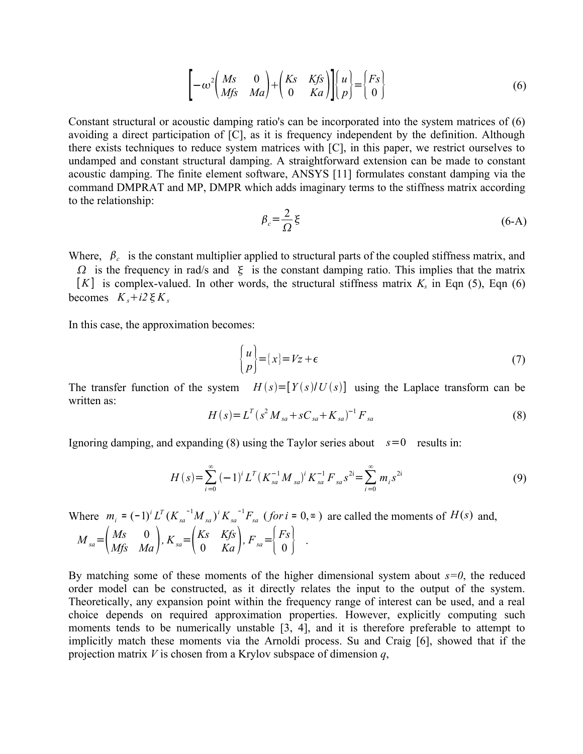$$\left[-\omega^2\begin{pmatrix} Ms & 0 \\ Mfs & Ma \end{pmatrix}+\begin{pmatrix} Ks & Kfs \\ 0 & Ka \end{pmatrix}\right]\begin{Bmatrix} u \\ p \end{Bmatrix}=\begin{Bmatrix} Fs \\ 0 \end{Bmatrix} \tag{6}$$

Constant structural or acoustic damping ratio's can be incorporated into the system matrices of (6) avoiding a direct participation of [C], as it is frequency independent by the definition. Although there exists techniques to reduce system matrices with [C], in this paper, we restrict ourselves to undamped and constant structural damping. A straightforward extension can be made to constant acoustic damping. The finite element software, ANSYS [11] formulates constant damping via the command DMPRAT and MP, DMPR which adds imaginary terms to the stiffness matrix according to the relationship:

$$\beta_c=\frac{2}{\Omega}\xi \tag{6-A}$$

Where, $\beta_c$ is the constant multiplier applied to structural parts of the coupled stiffness matrix, and $\Omega$ is the frequency in rad/s and $\xi$ is the constant damping ratio. This implies that the matrix $[K]$ is complex-valued. In other words, the structural stiffness matrix $K_s$ in Eqn (5), Eqn (6) becomes $K_s+i2\xi K_s$

In this case, the approximation becomes:

$$\begin{Bmatrix} u \\ p \end{Bmatrix}=\{x\}=Vz+\epsilon \tag{7}$$

The transfer function of the system $H(s)=[Y(s)/U(s)]$ using the Laplace transform can be written as:

$$H(s)=L^T(s^2 M_{sa}+sC_{sa}+K_{sa})^{-1}F_{sa} \tag{8}$$

Ignoring damping, and expanding (8) using the Taylor series about $s=0$ results in:

$$H(s)=\sum_{i=0}^{\infty}(-1)^i L^T(K_{sa}^{-1}M_{sa})^i K_{sa}^{-1}F_{sa}s^{2i}=\sum_{i=0}^{\infty}m_i s^{2i} \tag{9}$$

Where $m_i = (-1)^i L^T(K_{sa}{}^{-1}M_{sa})^i K_{sa}{}^{-1}F_{sa}$ $(for\, i = 0,\infty)$ are called the moments of $H(s)$ and,

$M_{sa}=\begin{pmatrix} Ms & 0 \\ Mfs & Ma \end{pmatrix}$, $K_{sa}=\begin{pmatrix} Ks & Kfs \\ 0 & Ka \end{pmatrix}$, $F_{sa}=\begin{Bmatrix} Fs \\ 0 \end{Bmatrix}$ .

By matching some of these moments of the higher dimensional system about $s=0$, the reduced order model can be constructed, as it directly relates the input to the output of the system. Theoretically, any expansion point within the frequency range of interest can be used, and a real choice depends on required approximation properties. However, explicitly computing such moments tends to be numerically unstable [3, 4], and it is therefore preferable to attempt to implicitly match these moments via the Arnoldi process. Su and Craig [6], showed that if the projection matrix $V$ is chosen from a Krylov subspace of dimension $q$,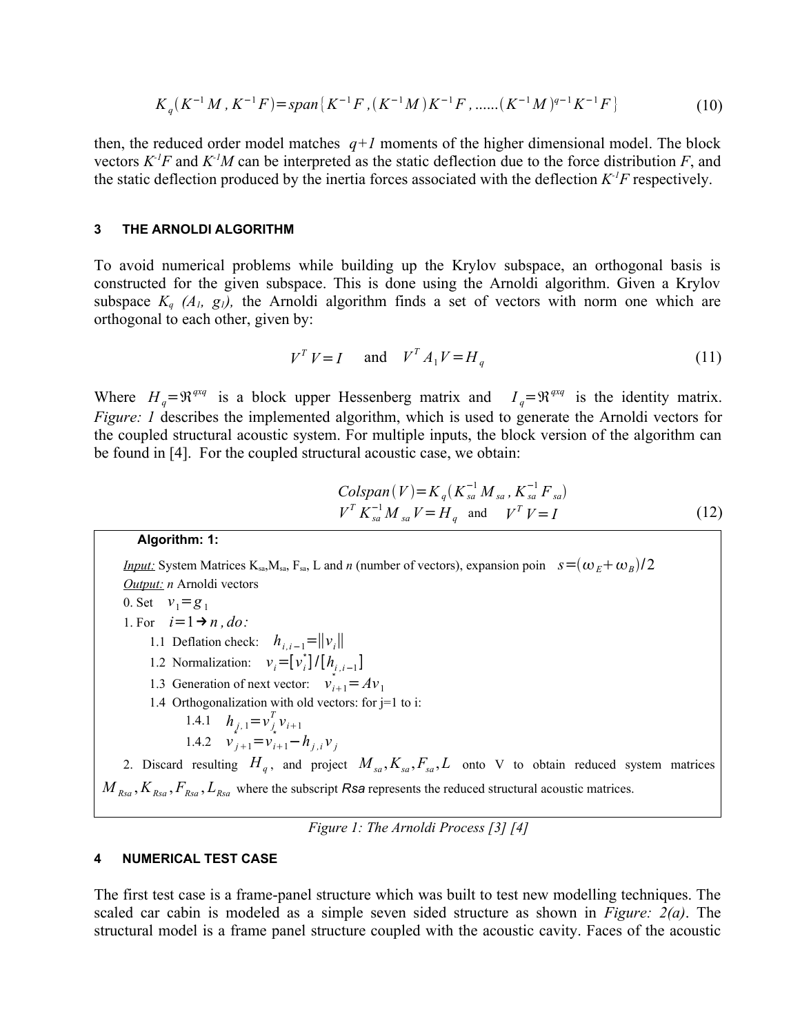$$K_q(K^{-1}M, K^{-1}F) = span\{K^{-1}F, (K^{-1}M)K^{-1}F, ......(K^{-1}M)^{q-1}K^{-1}F\} \quad (10)$$

then, the reduced order model matches $q+1$ moments of the higher dimensional model. The block vectors $K^{-1}F$ and $K^{-1}M$ can be interpreted as the static deflection due to the force distribution $F$, and the static deflection produced by the inertia forces associated with the deflection $K^{-1}F$ respectively.

## 3 THE ARNOLDI ALGORITHM

To avoid numerical problems while building up the Krylov subspace, an orthogonal basis is constructed for the given subspace. This is done using the Arnoldi algorithm. Given a Krylov subspace $K_q$ $(A_1, g_1)$, the Arnoldi algorithm finds a set of vectors with norm one which are orthogonal to each other, given by:

$$V^T V = I \quad \text{and} \quad V^T A_1 V = H_q \quad (11)$$

Where $H_q = \Re^{qxq}$ is a block upper Hessenberg matrix and $I_q = \Re^{qxq}$ is the identity matrix. *Figure: 1* describes the implemented algorithm, which is used to generate the Arnoldi vectors for the coupled structural acoustic system. For multiple inputs, the block version of the algorithm can be found in [4]. For the coupled structural acoustic case, we obtain:

$$\begin{aligned} &Colspan(V) = K_q(K_{sa}^{-1}M_{sa}, K_{sa}^{-1}F_{sa}) \\ &V^T K_{sa}^{-1} M_{sa} V = H_q \quad \text{and} \quad V^T V = I \end{aligned} \quad (12)$$

**Algorithm: 1:**

*Input:* System Matrices $K_{sa}$,$M_{sa}$, $F_{sa}$, L and *n* (number of vectors), expansion poin $s=(\omega_E+\omega_B)/2$

*Output:* *n* Arnoldi vectors

0. Set $v_1 = g_1$

1. For $i = 1 \rightarrow n, do:$
   - 1.1 Deflation check: $h_{i,i-1} = \|v_i\|$
   - 1.2 Normalization: $v_i = [v_i^*]/[h_{i,i-1}]$
   - 1.3 Generation of next vector: $v_{i+1}^* = A v_1$
   - 1.4 Orthogonalization with old vectors: for j=1 to i:
     - 1.4.1 $h_{j,1} = v_j^T v_{i+1}$
     - 1.4.2 $v_{j+1}^* = v_{i+1}^* - h_{j,i} v_j$

2. Discard resulting $H_q$, and project $M_{sa}, K_{sa}, F_{sa}, L$ onto V to obtain reduced system matrices $M_{Rsa}, K_{Rsa}, F_{Rsa}, L_{Rsa}$ where the subscript *Rsa* represents the reduced structural acoustic matrices.

*Figure 1: The Arnoldi Process [3] [4]*

## 4 NUMERICAL TEST CASE

The first test case is a frame-panel structure which was built to test new modelling techniques. The scaled car cabin is modeled as a simple seven sided structure as shown in *Figure: 2(a)*. The structural model is a frame panel structure coupled with the acoustic cavity. Faces of the acoustic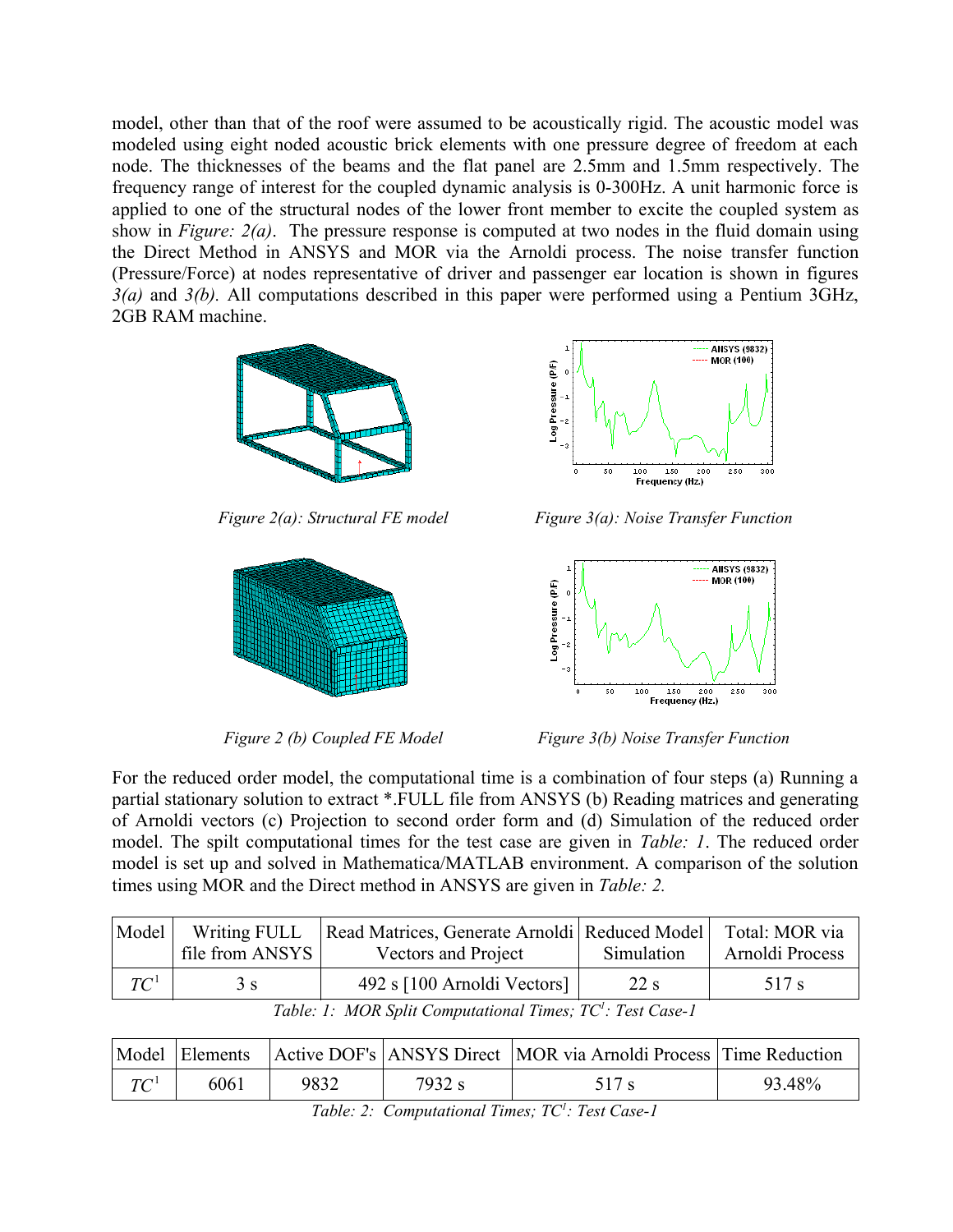model, other than that of the roof were assumed to be acoustically rigid. The acoustic model was modeled using eight noded acoustic brick elements with one pressure degree of freedom at each node. The thicknesses of the beams and the flat panel are 2.5mm and 1.5mm respectively. The frequency range of interest for the coupled dynamic analysis is 0-300Hz. A unit harmonic force is applied to one of the structural nodes of the lower front member to excite the coupled system as show in *Figure: 2(a)*. The pressure response is computed at two nodes in the fluid domain using the Direct Method in ANSYS and MOR via the Arnoldi process. The noise transfer function (Pressure/Force) at nodes representative of driver and passenger ear location is shown in figures *3(a)* and *3(b)*. All computations described in this paper were performed using a Pentium 3GHz, 2GB RAM machine.

*Figure 2(a): Structural FE model*

*Figure 3(a): Noise Transfer Function*

*Figure 2 (b) Coupled FE Model*

*Figure 3(b) Noise Transfer Function*

For the reduced order model, the computational time is a combination of four steps (a) Running a partial stationary solution to extract *.FULL file from ANSYS (b) Reading matrices and generating of Arnoldi vectors (c) Projection to second order form and (d) Simulation of the reduced order model. The spilt computational times for the test case are given in *Table: 1*. The reduced order model is set up and solved in Mathematica/MATLAB environment. A comparison of the solution times using MOR and the Direct method in ANSYS are given in *Table: 2.*

| Model | Writing FULL file from ANSYS | Read Matrices, Generate Arnoldi Vectors and Project | Reduced Model Simulation | Total: MOR via Arnoldi Process |
|---|---|---|---|---|
| $TC^1$ | 3 s | 492 s [100 Arnoldi Vectors] | 22 s | 517 s |

*Table: 1: MOR Split Computational Times; $TC^1$: Test Case-1*

| Model | Elements | Active DOF's | ANSYS Direct | MOR via Arnoldi Process | Time Reduction |
|---|---|---|---|---|---|
| $TC^1$ | 6061 | 9832 | 7932 s | 517 s | 93.48% |

*Table: 2: Computational Times; $TC^1$: Test Case-1*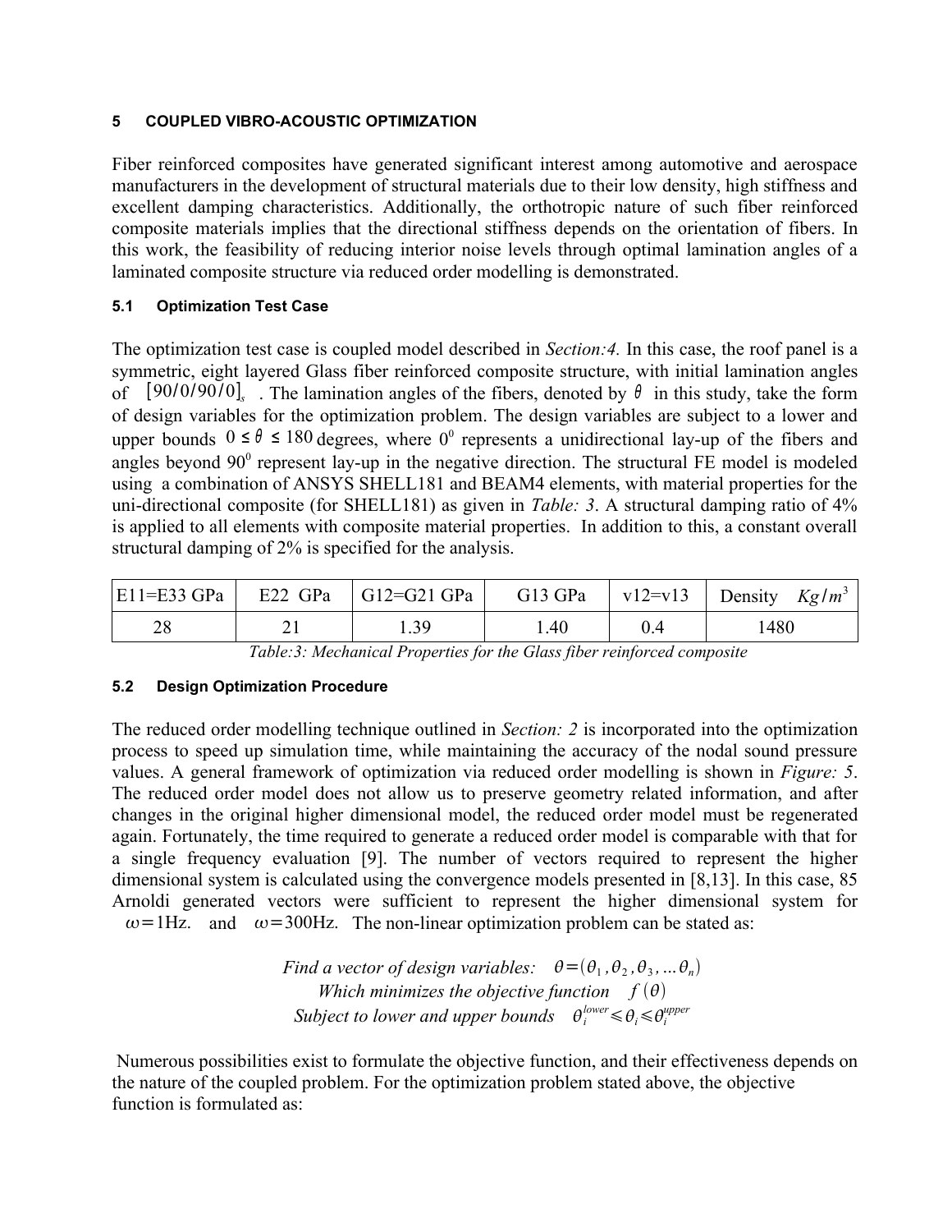## 5 COUPLED VIBRO-ACOUSTIC OPTIMIZATION

Fiber reinforced composites have generated significant interest among automotive and aerospace manufacturers in the development of structural materials due to their low density, high stiffness and excellent damping characteristics. Additionally, the orthotropic nature of such fiber reinforced composite materials implies that the directional stiffness depends on the orientation of fibers. In this work, the feasibility of reducing interior noise levels through optimal lamination angles of a laminated composite structure via reduced order modelling is demonstrated.

### 5.1 Optimization Test Case

The optimization test case is coupled model described in *Section:4.* In this case, the roof panel is a symmetric, eight layered Glass fiber reinforced composite structure, with initial lamination angles of $[90/0/90/0]_s$ . The lamination angles of the fibers, denoted by $\theta$ in this study, take the form of design variables for the optimization problem. The design variables are subject to a lower and upper bounds $0 \leq \theta \leq 180$ degrees, where $0^0$ represents a unidirectional lay-up of the fibers and angles beyond $90^0$ represent lay-up in the negative direction. The structural FE model is modeled using a combination of ANSYS SHELL181 and BEAM4 elements, with material properties for the uni-directional composite (for SHELL181) as given in *Table: 3*. A structural damping ratio of 4% is applied to all elements with composite material properties. In addition to this, a constant overall structural damping of 2% is specified for the analysis.

| E11=E33 GPa | E22 GPa | G12=G21 GPa | G13 GPa | v12=v13 | Density $Kg/m^3$ |
|---|---|---|---|---|---|
| 28 | 21 | 1.39 | 1.40 | 0.4 | 1480 |

*Table:3: Mechanical Properties for the Glass fiber reinforced composite*

### 5.2 Design Optimization Procedure

The reduced order modelling technique outlined in *Section: 2* is incorporated into the optimization process to speed up simulation time, while maintaining the accuracy of the nodal sound pressure values. A general framework of optimization via reduced order modelling is shown in *Figure: 5*. The reduced order model does not allow us to preserve geometry related information, and after changes in the original higher dimensional model, the reduced order model must be regenerated again. Fortunately, the time required to generate a reduced order model is comparable with that for a single frequency evaluation [9]. The number of vectors required to represent the higher dimensional system is calculated using the convergence models presented in [8,13]. In this case, 85 Arnoldi generated vectors were sufficient to represent the higher dimensional system for $\omega = 1\text{Hz.}$ and $\omega = 300\text{Hz.}$ The non-linear optimization problem can be stated as:

$$\textit{Find a vector of design variables:} \quad \theta = (\theta_1, \theta_2, \theta_3, \ldots \theta_n)$$
$$\textit{Which minimizes the objective function} \quad f(\theta)$$
$$\textit{Subject to lower and upper bounds} \quad \theta_i^{lower} \leqslant \theta_i \leqslant \theta_i^{upper}$$

Numerous possibilities exist to formulate the objective function, and their effectiveness depends on the nature of the coupled problem. For the optimization problem stated above, the objective function is formulated as: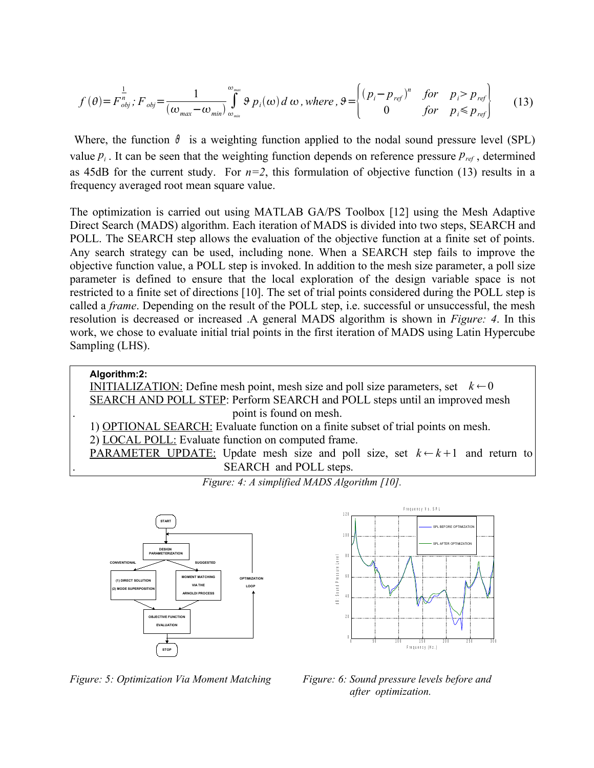$$f(\theta)=F_{obj}^{\frac{1}{n}}; F_{obj}=\frac{1}{(\omega_{max}-\omega_{min})}\int_{\omega_{min}}^{\omega_{max}} \vartheta\, p_i(\omega)\, d\,\omega\,, where\,, \vartheta=\begin{cases}(p_i-p_{ref})^n & for \quad p_i > p_{ref} \\ 0 & for \quad p_i \leq p_{ref}\end{cases} \tag{13}$$

Where, the function $\vartheta$ is a weighting function applied to the nodal sound pressure level (SPL) value $p_i$. It can be seen that the weighting function depends on reference pressure $p_{ref}$, determined as 45dB for the current study. For $n=2$, this formulation of objective function (13) results in a frequency averaged root mean square value.

The optimization is carried out using MATLAB GA/PS Toolbox [12] using the Mesh Adaptive Direct Search (MADS) algorithm. Each iteration of MADS is divided into two steps, SEARCH and POLL. The SEARCH step allows the evaluation of the objective function at a finite set of points. Any search strategy can be used, including none. When a SEARCH step fails to improve the objective function value, a POLL step is invoked. In addition to the mesh size parameter, a poll size parameter is defined to ensure that the local exploration of the design variable space is not restricted to a finite set of directions [10]. The set of trial points considered during the POLL step is called a *frame*. Depending on the result of the POLL step, i.e. successful or unsuccessful, the mesh resolution is decreased or increased .A general MADS algorithm is shown in *Figure: 4*. In this work, we chose to evaluate initial trial points in the first iteration of MADS using Latin Hypercube Sampling (LHS).

> **Algorithm:2:**
> INITIALIZATION: Define mesh point, mesh size and poll size parameters, set $k \leftarrow 0$
> SEARCH AND POLL STEP: Perform SEARCH and POLL steps until an improved mesh point is found on mesh.
> 1) OPTIONAL SEARCH: Evaluate function on a finite subset of trial points on mesh.
> 2) LOCAL POLL: Evaluate function on computed frame.
> PARAMETER UPDATE: Update mesh size and poll size, set $k \leftarrow k+1$ and return to SEARCH and POLL steps.

*Figure: 4: A simplified MADS Algorithm [10].*

*Figure: 5: Optimization Via Moment Matching*

*Figure: 6: Sound pressure levels before and after optimization.*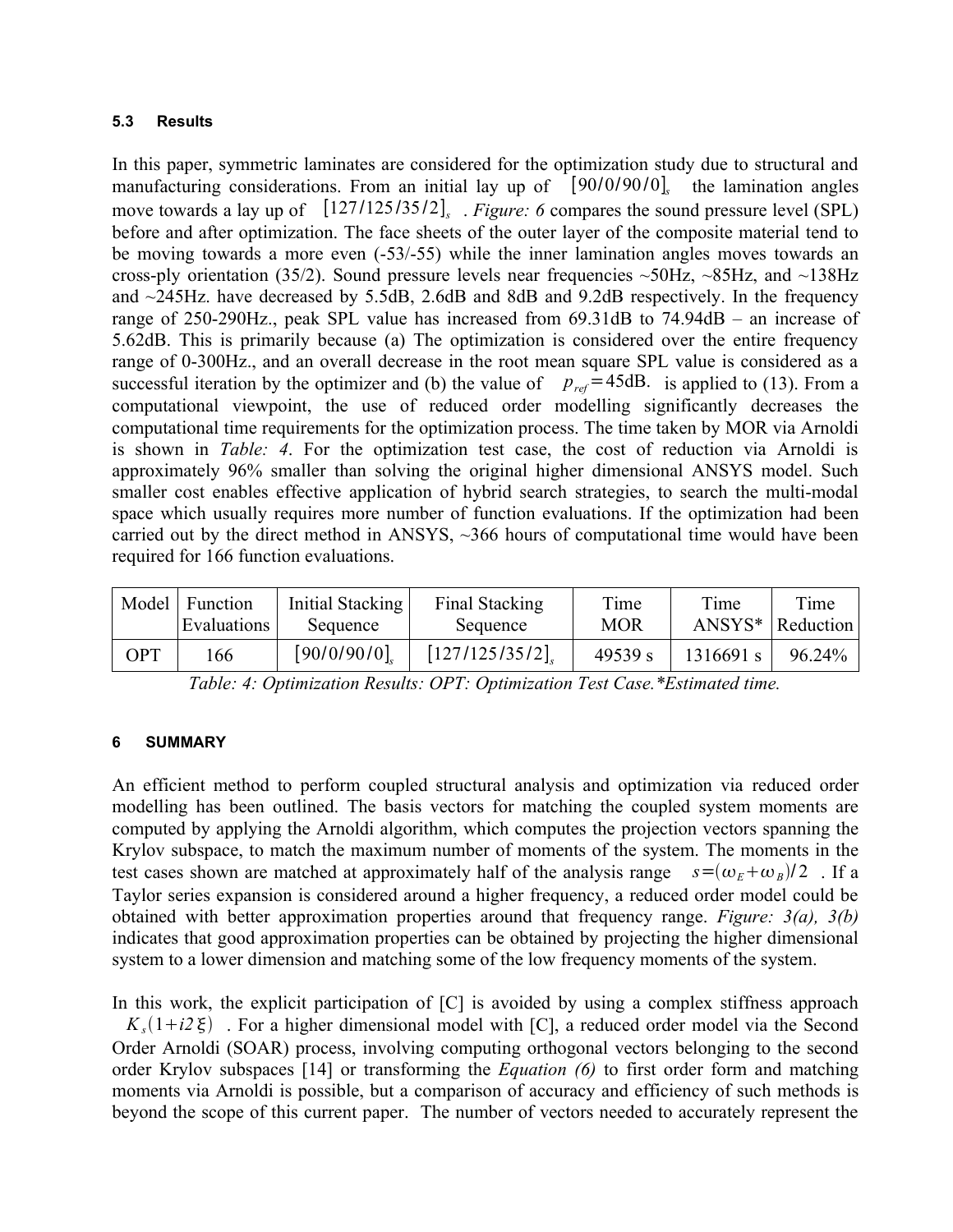### 5.3 Results

In this paper, symmetric laminates are considered for the optimization study due to structural and manufacturing considerations. From an initial lay up of $[90/0/90/0]_s$ the lamination angles move towards a lay up of $[127/125/35/2]_s$. *Figure: 6* compares the sound pressure level (SPL) before and after optimization. The face sheets of the outer layer of the composite material tend to be moving towards a more even (-53/-55) while the inner lamination angles moves towards an cross-ply orientation (35/2). Sound pressure levels near frequencies ~50Hz, ~85Hz, and ~138Hz and ~245Hz. have decreased by 5.5dB, 2.6dB and 8dB and 9.2dB respectively. In the frequency range of 250-290Hz., peak SPL value has increased from 69.31dB to 74.94dB – an increase of 5.62dB. This is primarily because (a) The optimization is considered over the entire frequency range of 0-300Hz., and an overall decrease in the root mean square SPL value is considered as a successful iteration by the optimizer and (b) the value of $p_{ref}=45\text{dB}.$ is applied to (13). From a computational viewpoint, the use of reduced order modelling significantly decreases the computational time requirements for the optimization process. The time taken by MOR via Arnoldi is shown in *Table: 4*. For the optimization test case, the cost of reduction via Arnoldi is approximately 96% smaller than solving the original higher dimensional ANSYS model. Such smaller cost enables effective application of hybrid search strategies, to search the multi-modal space which usually requires more number of function evaluations. If the optimization had been carried out by the direct method in ANSYS, ~366 hours of computational time would have been required for 166 function evaluations.

| Model | Function Evaluations | Initial Stacking Sequence | Final Stacking Sequence | Time MOR | Time ANSYS* | Time Reduction |
|---|---|---|---|---|---|---|
| OPT | 166 | $[90/0/90/0]_s$ | $[127/125/35/2]_s$ | 49539 s | 1316691 s | 96.24% |

*Table: 4: Optimization Results: OPT: Optimization Test Case.\*Estimated time.*

## 6 SUMMARY

An efficient method to perform coupled structural analysis and optimization via reduced order modelling has been outlined. The basis vectors for matching the coupled system moments are computed by applying the Arnoldi algorithm, which computes the projection vectors spanning the Krylov subspace, to match the maximum number of moments of the system. The moments in the test cases shown are matched at approximately half of the analysis range $s=(\omega_E+\omega_B)/2$. If a Taylor series expansion is considered around a higher frequency, a reduced order model could be obtained with better approximation properties around that frequency range. *Figure: 3(a), 3(b)* indicates that good approximation properties can be obtained by projecting the higher dimensional system to a lower dimension and matching some of the low frequency moments of the system.

In this work, the explicit participation of [C] is avoided by using a complex stiffness approach $K_s(1+i2\xi)$. For a higher dimensional model with [C], a reduced order model via the Second Order Arnoldi (SOAR) process, involving computing orthogonal vectors belonging to the second order Krylov subspaces [14] or transforming the *Equation (6)* to first order form and matching moments via Arnoldi is possible, but a comparison of accuracy and efficiency of such methods is beyond the scope of this current paper. The number of vectors needed to accurately represent the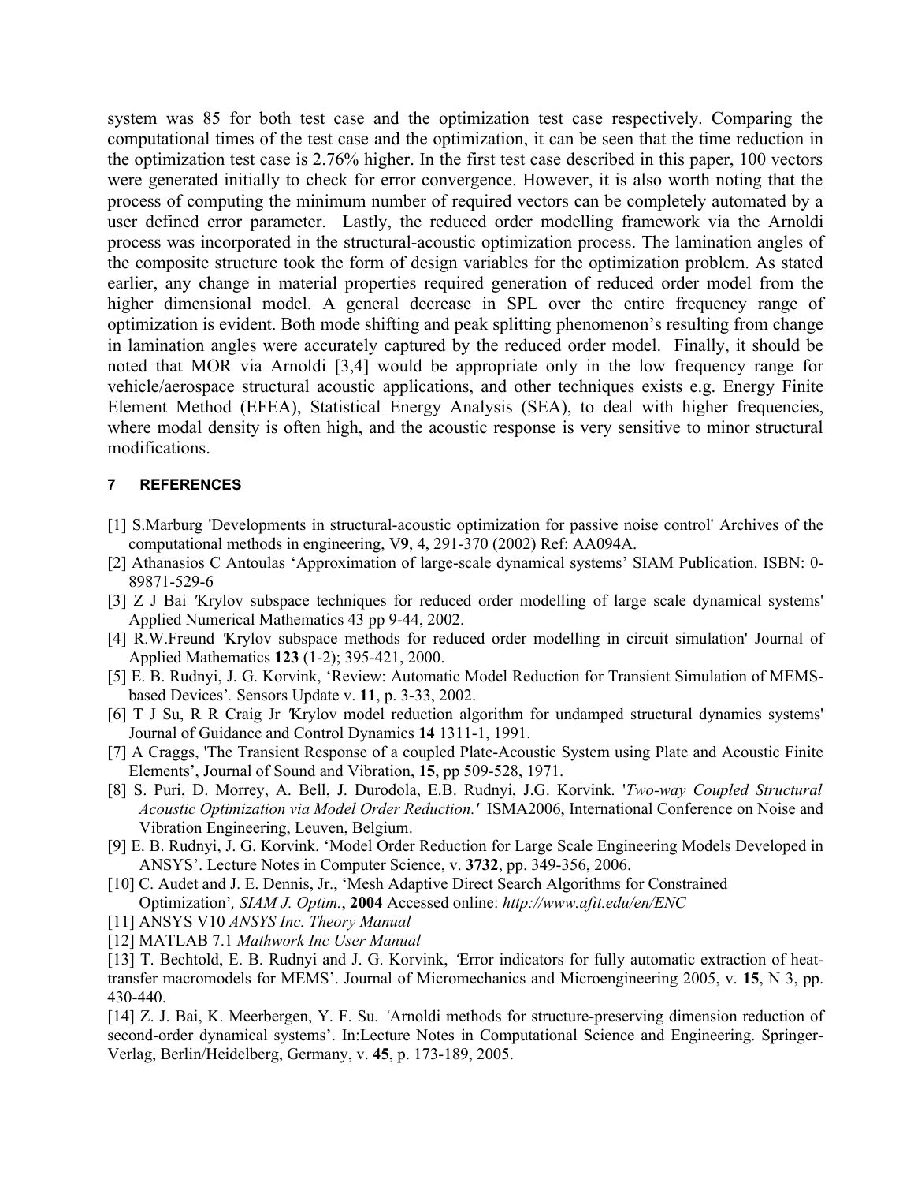system was 85 for both test case and the optimization test case respectively. Comparing the computational times of the test case and the optimization, it can be seen that the time reduction in the optimization test case is 2.76% higher. In the first test case described in this paper, 100 vectors were generated initially to check for error convergence. However, it is also worth noting that the process of computing the minimum number of required vectors can be completely automated by a user defined error parameter. Lastly, the reduced order modelling framework via the Arnoldi process was incorporated in the structural-acoustic optimization process. The lamination angles of the composite structure took the form of design variables for the optimization problem. As stated earlier, any change in material properties required generation of reduced order model from the higher dimensional model. A general decrease in SPL over the entire frequency range of optimization is evident. Both mode shifting and peak splitting phenomenon's resulting from change in lamination angles were accurately captured by the reduced order model. Finally, it should be noted that MOR via Arnoldi [3,4] would be appropriate only in the low frequency range for vehicle/aerospace structural acoustic applications, and other techniques exists e.g. Energy Finite Element Method (EFEA), Statistical Energy Analysis (SEA), to deal with higher frequencies, where modal density is often high, and the acoustic response is very sensitive to minor structural modifications.

## 7 REFERENCES

[1] S.Marburg 'Developments in structural-acoustic optimization for passive noise control' Archives of the computational methods in engineering, V**9**, 4, 291-370 (2002) Ref: AA094A.

[2] Athanasios C Antoulas 'Approximation of large-scale dynamical systems' SIAM Publication. ISBN: 0-89871-529-6

[3] Z J Bai 'Krylov subspace techniques for reduced order modelling of large scale dynamical systems' Applied Numerical Mathematics 43 pp 9-44, 2002.

[4] R.W.Freund 'Krylov subspace methods for reduced order modelling in circuit simulation' Journal of Applied Mathematics **123** (1-2); 395-421, 2000.

[5] E. B. Rudnyi, J. G. Korvink, 'Review: Automatic Model Reduction for Transient Simulation of MEMS-based Devices'. Sensors Update v. **11**, p. 3-33, 2002.

[6] T J Su, R R Craig Jr 'Krylov model reduction algorithm for undamped structural dynamics systems' Journal of Guidance and Control Dynamics **14** 1311-1, 1991.

[7] A Craggs, 'The Transient Response of a coupled Plate-Acoustic System using Plate and Acoustic Finite Elements', Journal of Sound and Vibration, **15**, pp 509-528, 1971.

[8] S. Puri, D. Morrey, A. Bell, J. Durodola, E.B. Rudnyi, J.G. Korvink. '*Two-way Coupled Structural Acoustic Optimization via Model Order Reduction.'* ISMA2006, International Conference on Noise and Vibration Engineering, Leuven, Belgium.

[9] E. B. Rudnyi, J. G. Korvink. 'Model Order Reduction for Large Scale Engineering Models Developed in ANSYS'. Lecture Notes in Computer Science, v. **3732**, pp. 349-356, 2006.

[10] C. Audet and J. E. Dennis, Jr., 'Mesh Adaptive Direct Search Algorithms for Constrained Optimization', *SIAM J. Optim.*, **2004** Accessed online: *http://www.afit.edu/en/ENC*

[11] ANSYS V10 *ANSYS Inc. Theory Manual*

[12] MATLAB 7.1 *Mathwork Inc User Manual*

[13] T. Bechtold, E. B. Rudnyi and J. G. Korvink, 'Error indicators for fully automatic extraction of heat-transfer macromodels for MEMS'. Journal of Micromechanics and Microengineering 2005, v. **15**, N 3, pp. 430-440.

[14] Z. J. Bai, K. Meerbergen, Y. F. Su. 'Arnoldi methods for structure-preserving dimension reduction of second-order dynamical systems'. In:Lecture Notes in Computational Science and Engineering. Springer-Verlag, Berlin/Heidelberg, Germany, v. **45**, p. 173-189, 2005.